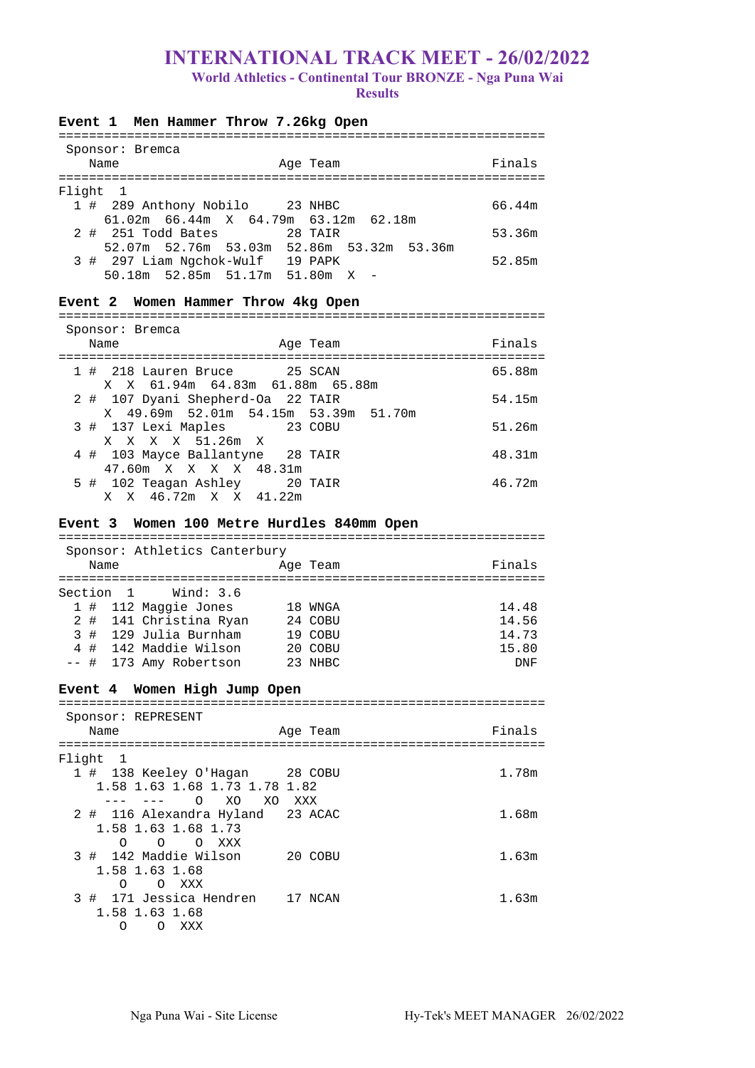# INTERNATIONAL TRACK MEET - 26/02/2022

## World Athletics - Continental Tour BRONZE - Nga Puna Wai

### Results

```
Event 1  Men Hammer Throw 7.26kg Open
===============================================================
 Sponsor: Bremca
    Name                    Age Team                    Finals
===============================================================
Flight  1
  1 #  289 Anthony Nobilo     23 NHBC                   66.44m
      61.02m  66.44m  X  64.79m  63.12m  62.18m
  2 #  251 Todd Bates         28 TAIR                   53.36m
      52.07m  52.76m  53.03m  52.86m  53.32m  53.36m
  3 #  297 Liam Ngchok-Wulf   19 PAPK                   52.85m
      50.18m  52.85m  51.17m  51.80m  X  -

Event 2  Women Hammer Throw 4kg Open
===============================================================
 Sponsor: Bremca
    Name                    Age Team                    Finals
===============================================================
  1 #  218 Lauren Bruce       25 SCAN                   65.88m
      X  X  61.94m  64.83m  61.88m  65.88m
  2 #  107 Dyani Shepherd-Oa  22 TAIR                   54.15m
      X  49.69m  52.01m  54.15m  53.39m  51.70m
  3 #  137 Lexi Maples        23 COBU                   51.26m
      X  X  X  X  51.26m  X
  4 #  103 Mayce Ballantyne   28 TAIR                   48.31m
      47.60m  X  X  X  X  48.31m
  5 #  102 Teagan Ashley      20 TAIR                   46.72m
      X  X  46.72m  X  X  41.22m

Event 3  Women 100 Metre Hurdles 840mm Open
===============================================================
 Sponsor: Athletics Canterbury
    Name                    Age Team                    Finals
===============================================================
Section  1     Wind: 3.6
  1 #  112 Maggie Jones       18 WNGA                    14.48
  2 #  141 Christina Ryan     24 COBU                    14.56
  3 #  129 Julia Burnham      19 COBU                    14.73
  4 #  142 Maddie Wilson      20 COBU                    15.80
 -- #  173 Amy Robertson      23 NHBC                      DNF

Event 4  Women High Jump Open
===============================================================
 Sponsor: REPRESENT
    Name                    Age Team                    Finals
===============================================================
Flight  1
  1 #  138 Keeley O'Hagan     28 COBU                    1.78m
     1.58 1.63 1.68 1.73 1.78 1.82
      ---  ---    O   XO   XO  XXX
  2 #  116 Alexandra Hyland   23 ACAC                    1.68m
     1.58 1.63 1.68 1.73
        O    O    O  XXX
  3 #  142 Maddie Wilson      20 COBU                    1.63m
     1.58 1.63 1.68
        O    O  XXX
  3 #  171 Jessica Hendren    17 NCAN                    1.63m
     1.58 1.63 1.68
        O    O  XXX
```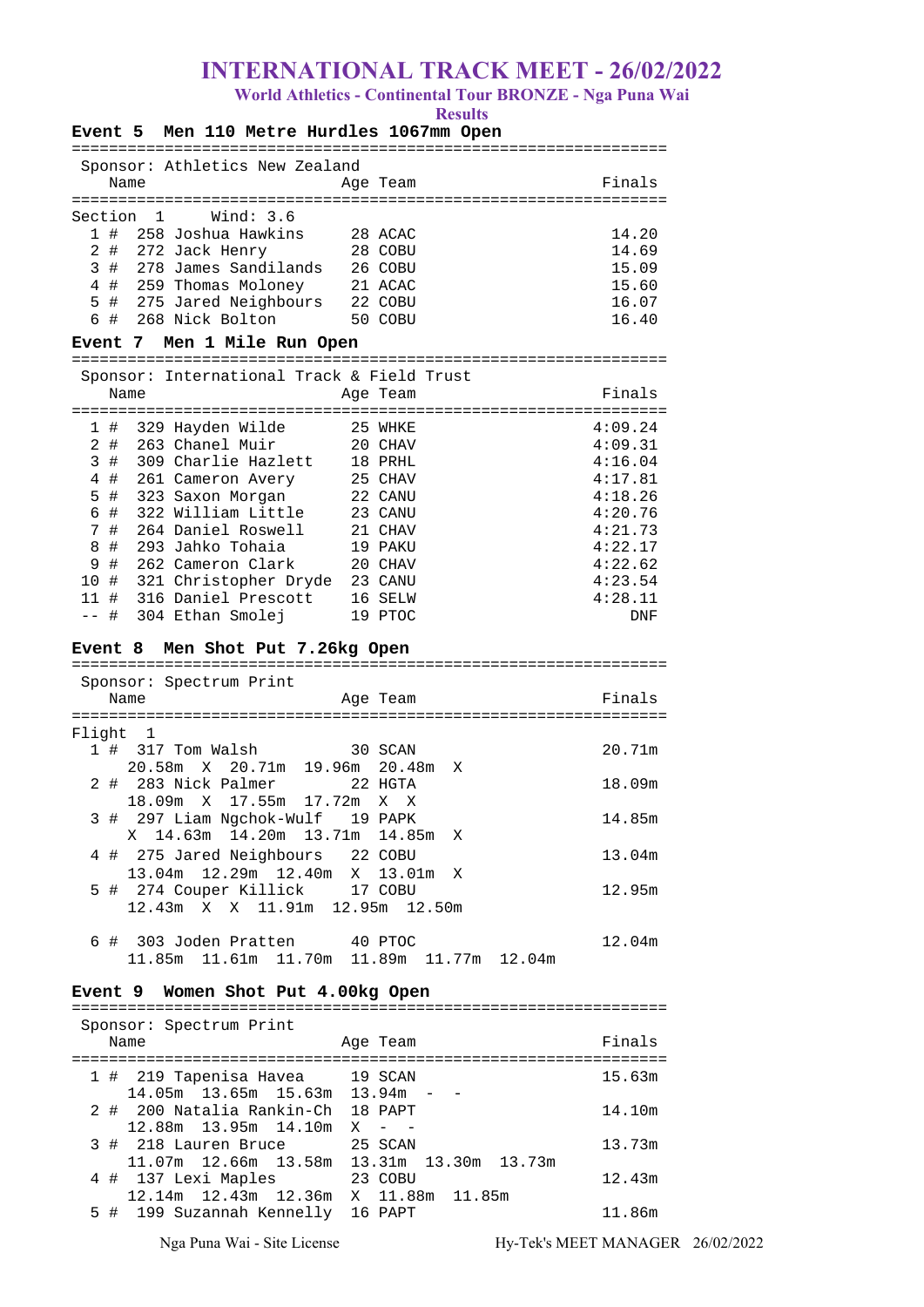# INTERNATIONAL TRACK MEET - 26/02/2022

### World Athletics - Continental Tour BRONZE - Nga Puna Wai

### Results

## Event 5 Men 110 Metre Hurdles 1067mm Open

Sponsor: Athletics New Zealand

Section 1 Wind: 3.6

| Place | # | No. | Name | Age | Team | Finals |
|---|---|---|---|---|---|---|
| 1 | # | 258 | Joshua Hawkins | 28 | ACAC | 14.20 |
| 2 | # | 272 | Jack Henry | 28 | COBU | 14.69 |
| 3 | # | 278 | James Sandilands | 26 | COBU | 15.09 |
| 4 | # | 259 | Thomas Moloney | 21 | ACAC | 15.60 |
| 5 | # | 275 | Jared Neighbours | 22 | COBU | 16.07 |
| 6 | # | 268 | Nick Bolton | 50 | COBU | 16.40 |

## Event 7 Men 1 Mile Run Open

Sponsor: International Track & Field Trust

| Place | # | No. | Name | Age | Team | Finals |
|---|---|---|---|---|---|---|
| 1 | # | 329 | Hayden Wilde | 25 | WHKE | 4:09.24 |
| 2 | # | 263 | Chanel Muir | 20 | CHAV | 4:09.31 |
| 3 | # | 309 | Charlie Hazlett | 18 | PRHL | 4:16.04 |
| 4 | # | 261 | Cameron Avery | 25 | CHAV | 4:17.81 |
| 5 | # | 323 | Saxon Morgan | 22 | CANU | 4:18.26 |
| 6 | # | 322 | William Little | 23 | CANU | 4:20.76 |
| 7 | # | 264 | Daniel Roswell | 21 | CHAV | 4:21.73 |
| 8 | # | 293 | Jahko Tohaia | 19 | PAKU | 4:22.17 |
| 9 | # | 262 | Cameron Clark | 20 | CHAV | 4:22.62 |
| 10 | # | 321 | Christopher Dryde | 23 | CANU | 4:23.54 |
| 11 | # | 316 | Daniel Prescott | 16 | SELW | 4:28.11 |
| -- | # | 304 | Ethan Smolej | 19 | PTOC | DNF |

## Event 8 Men Shot Put 7.26kg Open

Sponsor: Spectrum Print

Flight 1

| Place | # | No. | Name | Age | Team | Finals |
|---|---|---|---|---|---|---|
| 1 | # | 317 | Tom Walsh | 30 | SCAN | 20.71m |
| | | | 20.58m X 20.71m 19.96m 20.48m X | | | |
| 2 | # | 283 | Nick Palmer | 22 | HGTA | 18.09m |
| | | | 18.09m X 17.55m 17.72m X X | | | |
| 3 | # | 297 | Liam Ngchok-Wulf | 19 | PAPK | 14.85m |
| | | | X 14.63m 14.20m 13.71m 14.85m X | | | |
| 4 | # | 275 | Jared Neighbours | 22 | COBU | 13.04m |
| | | | 13.04m 12.29m 12.40m X 13.01m X | | | |
| 5 | # | 274 | Couper Killick | 17 | COBU | 12.95m |
| | | | 12.43m X X 11.91m 12.95m 12.50m | | | |
| 6 | # | 303 | Joden Pratten | 40 | PTOC | 12.04m |
| | | | 11.85m 11.61m 11.70m 11.89m 11.77m 12.04m | | | |

## Event 9 Women Shot Put 4.00kg Open

Sponsor: Spectrum Print

| Place | # | No. | Name | Age | Team | Finals |
|---|---|---|---|---|---|---|
| 1 | # | 219 | Tapenisa Havea | 19 | SCAN | 15.63m |
| | | | 14.05m 13.65m 15.63m 13.94m - - | | | |
| 2 | # | 200 | Natalia Rankin-Ch | 18 | PAPT | 14.10m |
| | | | 12.88m 13.95m 14.10m X - - | | | |
| 3 | # | 218 | Lauren Bruce | 25 | SCAN | 13.73m |
| | | | 11.07m 12.66m 13.58m 13.31m 13.30m 13.73m | | | |
| 4 | # | 137 | Lexi Maples | 23 | COBU | 12.43m |
| | | | 12.14m 12.43m 12.36m X 11.88m 11.85m | | | |
| 5 | # | 199 | Suzannah Kennelly | 16 | PAPT | 11.86m |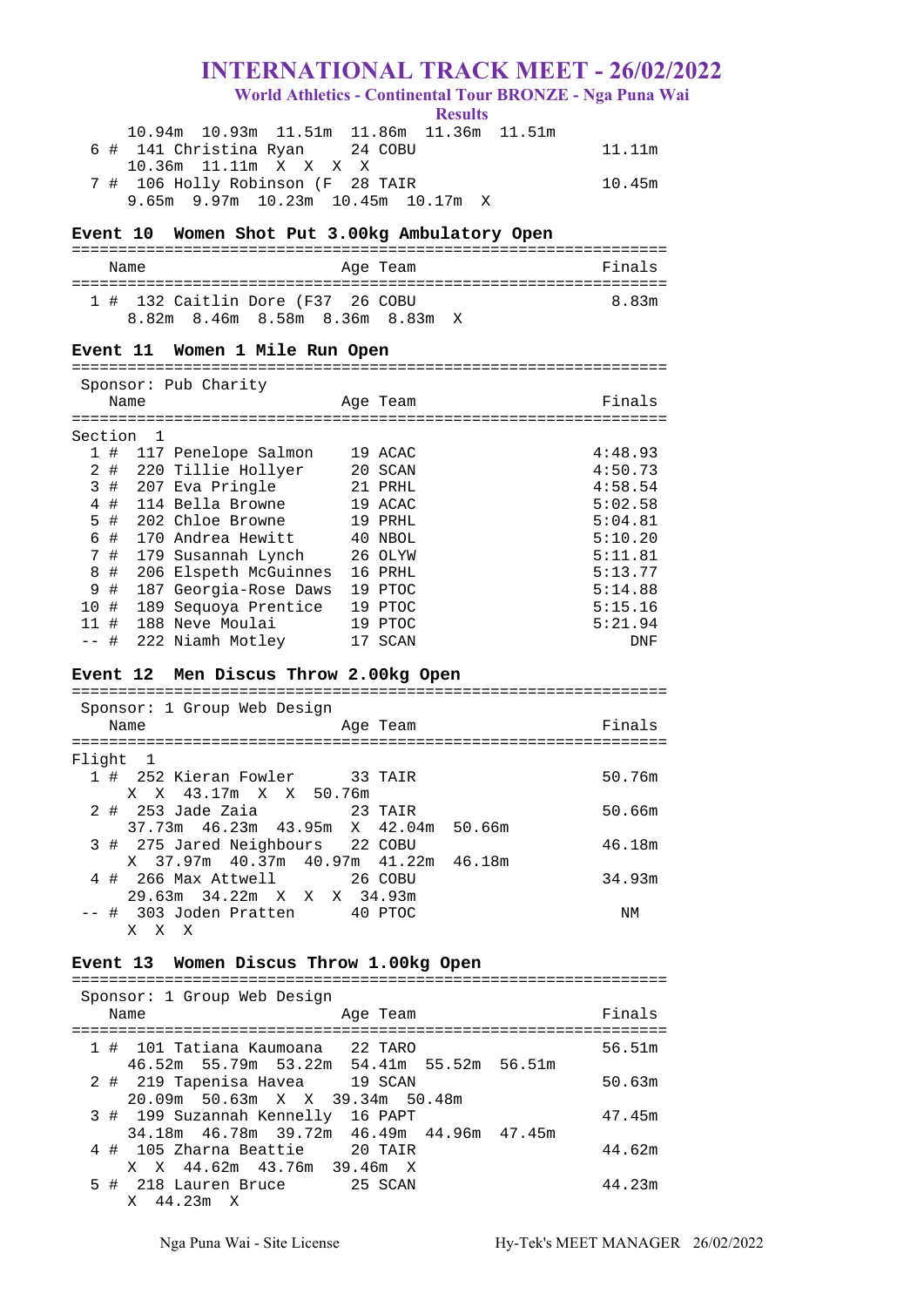# INTERNATIONAL TRACK MEET - 26/02/2022

## World Athletics - Continental Tour BRONZE - Nga Puna Wai

### Results

```
      10.94m  10.93m  11.51m  11.86m  11.36m  11.51m
  6 #  141 Christina Ryan      24 COBU                     11.11m
      10.36m  11.11m  X  X  X  X
  7 #  106 Holly Robinson (F   28 TAIR                     10.45m
      9.65m  9.97m  10.23m  10.45m  10.17m  X
```

### Event 10  Women Shot Put 3.00kg Ambulatory Open

```
================================================================
    Name                    Age Team                    Finals
================================================================
  1 #  132 Caitlin Dore (F37  26 COBU                      8.83m
      8.82m  8.46m  8.58m  8.36m  8.83m  X
```

### Event 11  Women 1 Mile Run Open

```
================================================================
   Sponsor: Pub Charity
    Name                    Age Team                    Finals
================================================================
Section  1
  1 #  117 Penelope Salmon     19 ACAC                    4:48.93
  2 #  220 Tillie Hollyer      20 SCAN                    4:50.73
  3 #  207 Eva Pringle         21 PRHL                    4:58.54
  4 #  114 Bella Browne        19 ACAC                    5:02.58
  5 #  202 Chloe Browne        19 PRHL                    5:04.81
  6 #  170 Andrea Hewitt       40 NBOL                    5:10.20
  7 #  179 Susannah Lynch      26 OLYW                    5:11.81
  8 #  206 Elspeth McGuinnes   16 PRHL                    5:13.77
  9 #  187 Georgia-Rose Daws   19 PTOC                    5:14.88
 10 #  189 Sequoya Prentice    19 PTOC                    5:15.16
 11 #  188 Neve Moulai         19 PTOC                    5:21.94
 -- #  222 Niamh Motley        17 SCAN                        DNF
```

### Event 12  Men Discus Throw 2.00kg Open

```
================================================================
   Sponsor: 1 Group Web Design
    Name                    Age Team                    Finals
================================================================
Flight  1
  1 #  252 Kieran Fowler       33 TAIR                     50.76m
      X  X  43.17m  X  X  50.76m
  2 #  253 Jade Zaia           23 TAIR                     50.66m
      37.73m  46.23m  43.95m  X  42.04m  50.66m
  3 #  275 Jared Neighbours    22 COBU                     46.18m
      X  37.97m  40.37m  40.97m  41.22m  46.18m
  4 #  266 Max Attwell         26 COBU                     34.93m
      29.63m  34.22m  X  X  X  34.93m
 -- #  303 Joden Pratten       40 PTOC                         NM
      X  X  X
```

### Event 13  Women Discus Throw 1.00kg Open

```
================================================================
   Sponsor: 1 Group Web Design
    Name                    Age Team                    Finals
================================================================
  1 #  101 Tatiana Kaumoana    22 TARO                     56.51m
      46.52m  55.79m  53.22m  54.41m  55.52m  56.51m
  2 #  219 Tapenisa Havea      19 SCAN                     50.63m
      20.09m  50.63m  X  X  39.34m  50.48m
  3 #  199 Suzannah Kennelly   16 PAPT                     47.45m
      34.18m  46.78m  39.72m  46.49m  44.96m  47.45m
  4 #  105 Zharna Beattie      20 TAIR                     44.62m
      X  X  44.62m  43.76m  39.46m  X
  5 #  218 Lauren Bruce        25 SCAN                     44.23m
      X  44.23m  X
```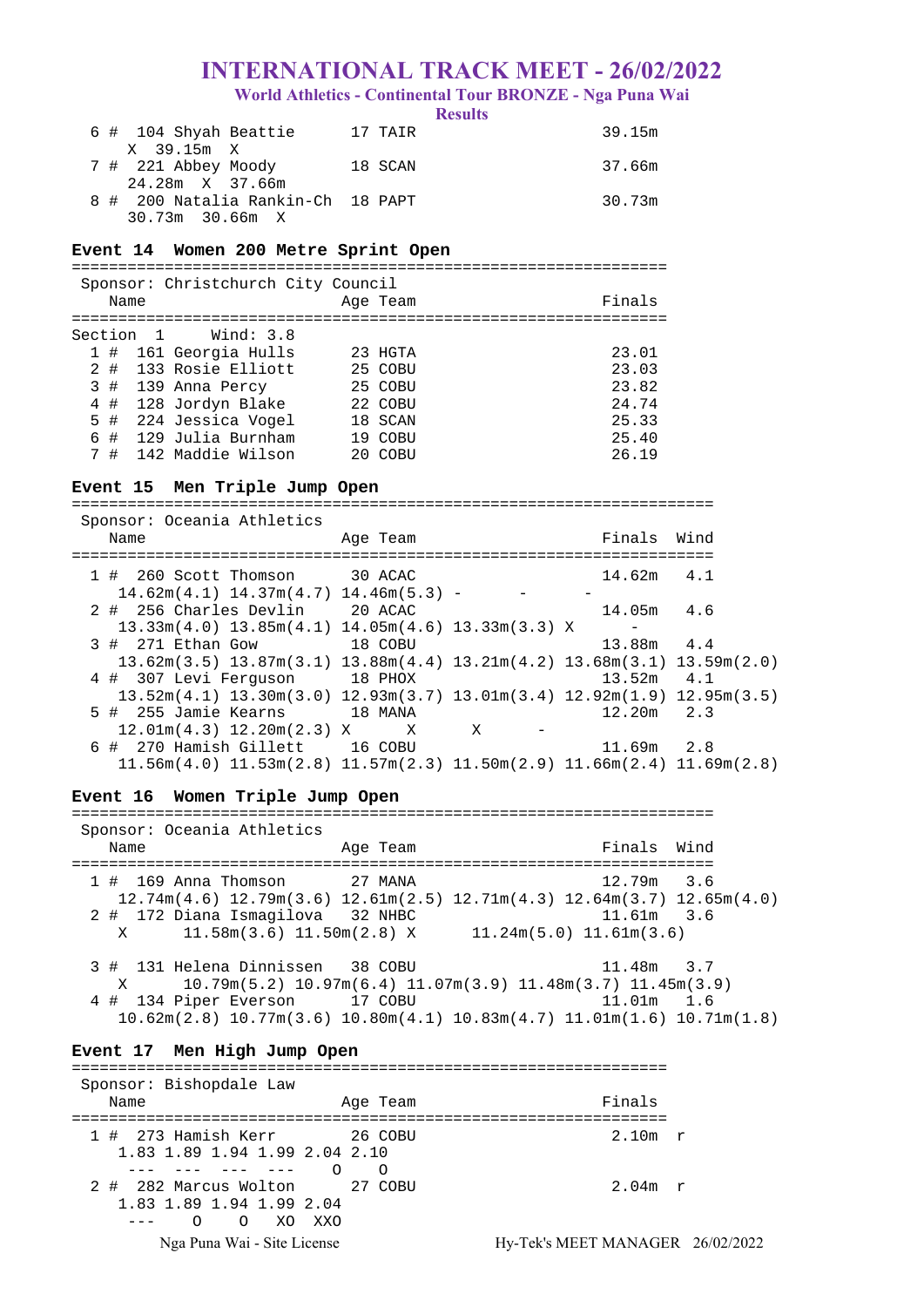# INTERNATIONAL TRACK MEET - 26/02/2022

**World Athletics - Continental Tour BRONZE - Nga Puna Wai**

**Results**

```
  6 #  104 Shyah Beattie       17 TAIR                     39.15m
       X  39.15m  X
  7 #  221 Abbey Moody         18 SCAN                     37.66m
      24.28m  X  37.66m
  8 #  200 Natalia Rankin-Ch  18 PAPT                     30.73m
      30.73m  30.66m  X
```

### Event 14  Women 200 Metre Sprint Open

```
===============================================================
 Sponsor: Christchurch City Council
    Name                    Age Team                    Finals
===============================================================
Section  1     Wind: 3.8
  1 #  161 Georgia Hulls       23 HGTA                     23.01
  2 #  133 Rosie Elliott       25 COBU                     23.03
  3 #  139 Anna Percy          25 COBU                     23.82
  4 #  128 Jordyn Blake        22 COBU                     24.74
  5 #  224 Jessica Vogel       18 SCAN                     25.33
  6 #  129 Julia Burnham       19 COBU                     25.40
  7 #  142 Maddie Wilson       20 COBU                     26.19
```

### Event 15  Men Triple Jump Open

```
====================================================================
 Sponsor: Oceania Athletics
    Name                    Age Team                    Finals  Wind
====================================================================
  1 #  260 Scott Thomson       30 ACAC                     14.62m   4.1
     14.62m(4.1) 14.37m(4.7) 14.46m(5.3) -       -       -
  2 #  256 Charles Devlin      20 ACAC                     14.05m   4.6
     13.33m(4.0) 13.85m(4.1) 14.05m(4.6) 13.33m(3.3) X       -
  3 #  271 Ethan Gow           18 COBU                     13.88m   4.4
     13.62m(3.5) 13.87m(3.1) 13.88m(4.4) 13.21m(4.2) 13.68m(3.1) 13.59m(2.0)
  4 #  307 Levi Ferguson       18 PHOX                     13.52m   4.1
     13.52m(4.1) 13.30m(3.0) 12.93m(3.7) 13.01m(3.4) 12.92m(1.9) 12.95m(3.5)
  5 #  255 Jamie Kearns        18 MANA                     12.20m   2.3
     12.01m(4.3) 12.20m(2.3) X       X       X       -
  6 #  270 Hamish Gillett      16 COBU                     11.69m   2.8
     11.56m(4.0) 11.53m(2.8) 11.57m(2.3) 11.50m(2.9) 11.66m(2.4) 11.69m(2.8)
```

### Event 16  Women Triple Jump Open

```
====================================================================
 Sponsor: Oceania Athletics
    Name                    Age Team                    Finals  Wind
====================================================================
  1 #  169 Anna Thomson        27 MANA                     12.79m   3.6
     12.74m(4.6) 12.79m(3.6) 12.61m(2.5) 12.71m(4.3) 12.64m(3.7) 12.65m(4.0)
  2 #  172 Diana Ismagilova    32 NHBC                     11.61m   3.6
     X       11.58m(3.6) 11.50m(2.8) X       11.24m(5.0) 11.61m(3.6)

  3 #  131 Helena Dinnissen    38 COBU                     11.48m   3.7
     X       10.79m(5.2) 10.97m(6.4) 11.07m(3.9) 11.48m(3.7) 11.45m(3.9)
  4 #  134 Piper Everson       17 COBU                     11.01m   1.6
     10.62m(2.8) 10.77m(3.6) 10.80m(4.1) 10.83m(4.7) 11.01m(1.6) 10.71m(1.8)
```

### Event 17  Men High Jump Open

```
===============================================================
 Sponsor: Bishopdale Law
    Name                    Age Team                    Finals
===============================================================
  1 #  273 Hamish Kerr         26 COBU                     2.10m  r
     1.83 1.89 1.94 1.99 2.04 2.10
      ---  ---  ---  ---    O    O
  2 #  282 Marcus Wolton       27 COBU                     2.04m  r
     1.83 1.89 1.94 1.99 2.04
      ---    O    O   XO  XXO
```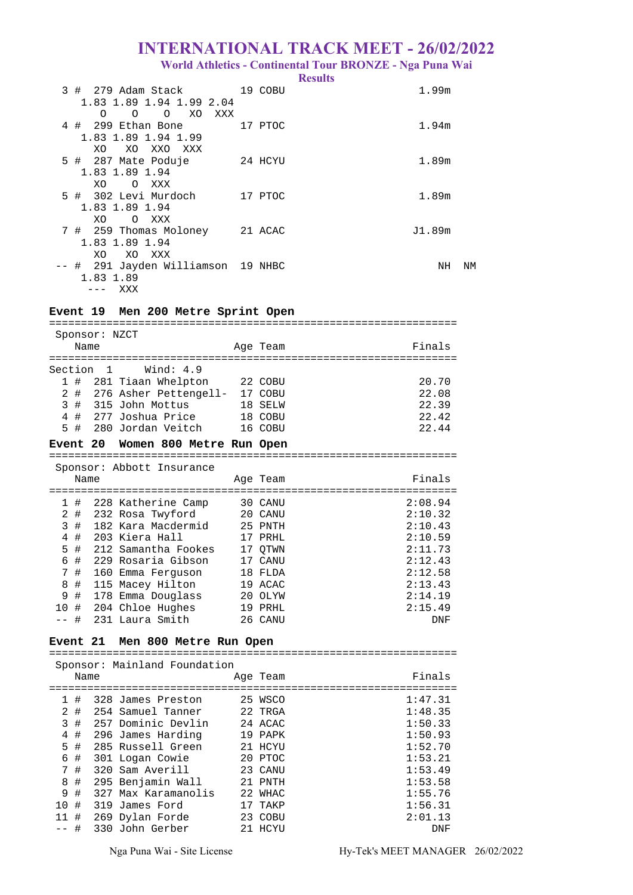# INTERNATIONAL TRACK MEET - 26/02/2022

### World Athletics - Continental Tour BRONZE - Nga Puna Wai

### Results

```
  3 #  279 Adam Stack            19 COBU                           1.99m
     1.83 1.89 1.94 1.99 2.04
        O    O    O   XO  XXX
  4 #  299 Ethan Bone            17 PTOC                           1.94m
     1.83 1.89 1.94 1.99
       XO   XO  XXO  XXX
  5 #  287 Mate Poduje           24 HCYU                           1.89m
     1.83 1.89 1.94
       XO    O  XXX
  5 #  302 Levi Murdoch          17 PTOC                           1.89m
     1.83 1.89 1.94
       XO    O  XXX
  7 #  259 Thomas Moloney        21 ACAC                          J1.89m
     1.83 1.89 1.94
       XO   XO  XXX
 -- #  291 Jayden Williamson  19 NHBC                                 NH   NM
     1.83 1.89
       ---  XXX
```

**Event 19  Men 200 Metre Sprint Open**

Sponsor: NZCT

Section 1    Wind: 4.9

| | Name | Age | Team | Finals |
|---|---|---|---|---|
| 1 # | 281 Tiaan Whelpton | 22 | COBU | 20.70 |
| 2 # | 276 Asher Pettengell- | 17 | COBU | 22.08 |
| 3 # | 315 John Mottus | 18 | SELW | 22.39 |
| 4 # | 277 Joshua Price | 18 | COBU | 22.42 |
| 5 # | 280 Jordan Veitch | 16 | COBU | 22.44 |

**Event 20  Women 800 Metre Run Open**

Sponsor: Abbott Insurance

| | Name | Age | Team | Finals |
|---|---|---|---|---|
| 1 # | 228 Katherine Camp | 30 | CANU | 2:08.94 |
| 2 # | 232 Rosa Twyford | 20 | CANU | 2:10.32 |
| 3 # | 182 Kara Macdermid | 25 | PNTH | 2:10.43 |
| 4 # | 203 Kiera Hall | 17 | PRHL | 2:10.59 |
| 5 # | 212 Samantha Fookes | 17 | QTWN | 2:11.73 |
| 6 # | 229 Rosaria Gibson | 17 | CANU | 2:12.43 |
| 7 # | 160 Emma Ferguson | 18 | FLDA | 2:12.58 |
| 8 # | 115 Macey Hilton | 19 | ACAC | 2:13.43 |
| 9 # | 178 Emma Douglass | 20 | OLYW | 2:14.19 |
| 10 # | 204 Chloe Hughes | 19 | PRHL | 2:15.49 |
| -- # | 231 Laura Smith | 26 | CANU | DNF |

**Event 21  Men 800 Metre Run Open**

Sponsor: Mainland Foundation

| | Name | Age | Team | Finals |
|---|---|---|---|---|
| 1 # | 328 James Preston | 25 | WSCO | 1:47.31 |
| 2 # | 254 Samuel Tanner | 22 | TRGA | 1:48.35 |
| 3 # | 257 Dominic Devlin | 24 | ACAC | 1:50.33 |
| 4 # | 296 James Harding | 19 | PAPK | 1:50.93 |
| 5 # | 285 Russell Green | 21 | HCYU | 1:52.70 |
| 6 # | 301 Logan Cowie | 20 | PTOC | 1:53.21 |
| 7 # | 320 Sam Averill | 23 | CANU | 1:53.49 |
| 8 # | 295 Benjamin Wall | 21 | PNTH | 1:53.58 |
| 9 # | 327 Max Karamanolis | 22 | WHAC | 1:55.76 |
| 10 # | 319 James Ford | 17 | TAKP | 1:56.31 |
| 11 # | 269 Dylan Forde | 23 | COBU | 2:01.13 |
| -- # | 330 John Gerber | 21 | HCYU | DNF |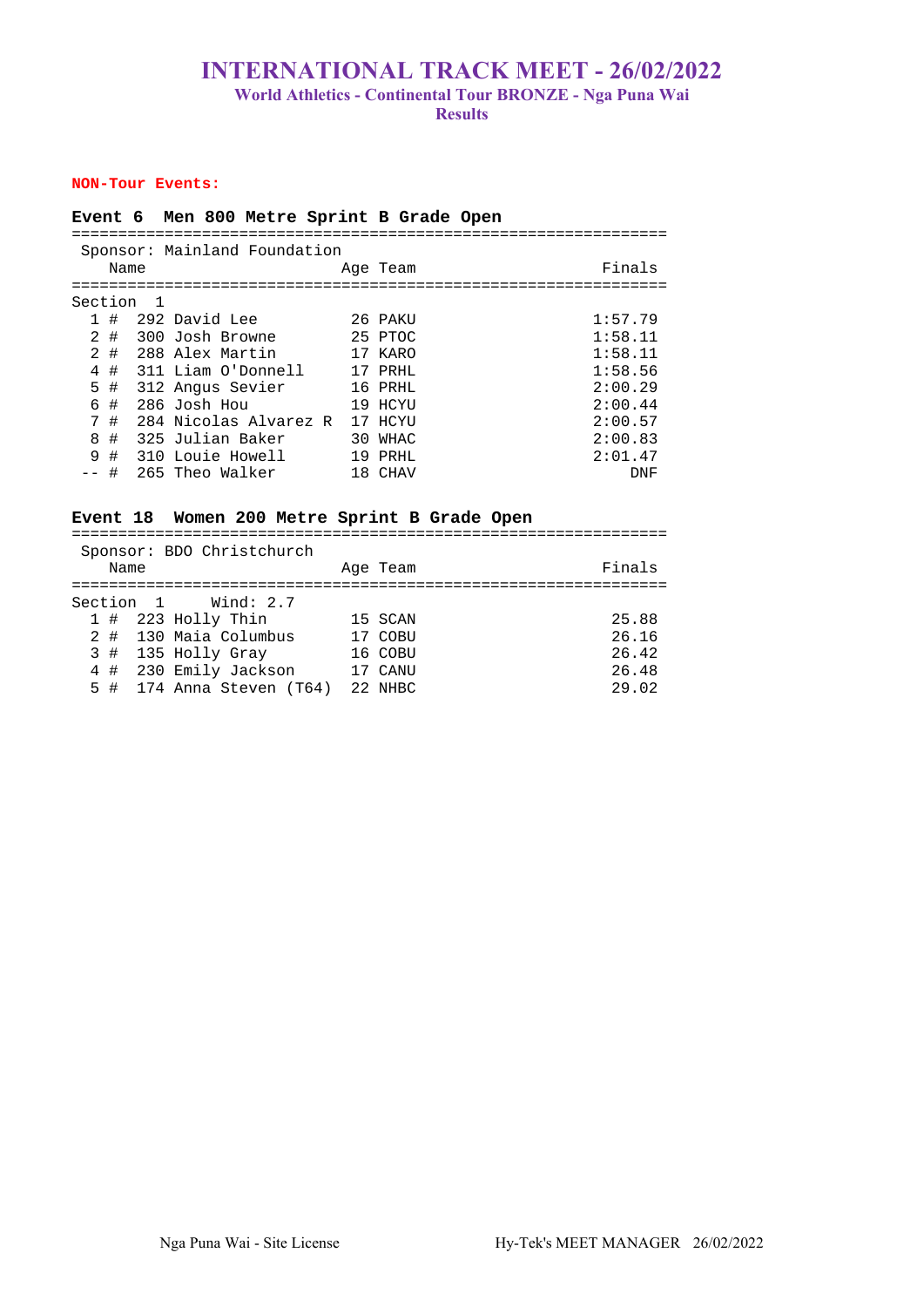# INTERNATIONAL TRACK MEET - 26/02/2022

## World Athletics - Continental Tour BRONZE - Nga Puna Wai

### Results

**NON-Tour Events:**

### Event 6 Men 800 Metre Sprint B Grade Open

Sponsor: Mainland Foundation

Section 1

| | | Name | Age | Team | Finals |
|---|---|---|---|---|---|
| 1 | # | 292 David Lee | 26 | PAKU | 1:57.79 |
| 2 | # | 300 Josh Browne | 25 | PTOC | 1:58.11 |
| 2 | # | 288 Alex Martin | 17 | KARO | 1:58.11 |
| 4 | # | 311 Liam O'Donnell | 17 | PRHL | 1:58.56 |
| 5 | # | 312 Angus Sevier | 16 | PRHL | 2:00.29 |
| 6 | # | 286 Josh Hou | 19 | HCYU | 2:00.44 |
| 7 | # | 284 Nicolas Alvarez R | 17 | HCYU | 2:00.57 |
| 8 | # | 325 Julian Baker | 30 | WHAC | 2:00.83 |
| 9 | # | 310 Louie Howell | 19 | PRHL | 2:01.47 |
| -- | # | 265 Theo Walker | 18 | CHAV | DNF |

### Event 18 Women 200 Metre Sprint B Grade Open

Sponsor: BDO Christchurch

Section 1 Wind: 2.7

| | | Name | Age | Team | Finals |
|---|---|---|---|---|---|
| 1 | # | 223 Holly Thin | 15 | SCAN | 25.88 |
| 2 | # | 130 Maia Columbus | 17 | COBU | 26.16 |
| 3 | # | 135 Holly Gray | 16 | COBU | 26.42 |
| 4 | # | 230 Emily Jackson | 17 | CANU | 26.48 |
| 5 | # | 174 Anna Steven (T64) | 22 | NHBC | 29.02 |